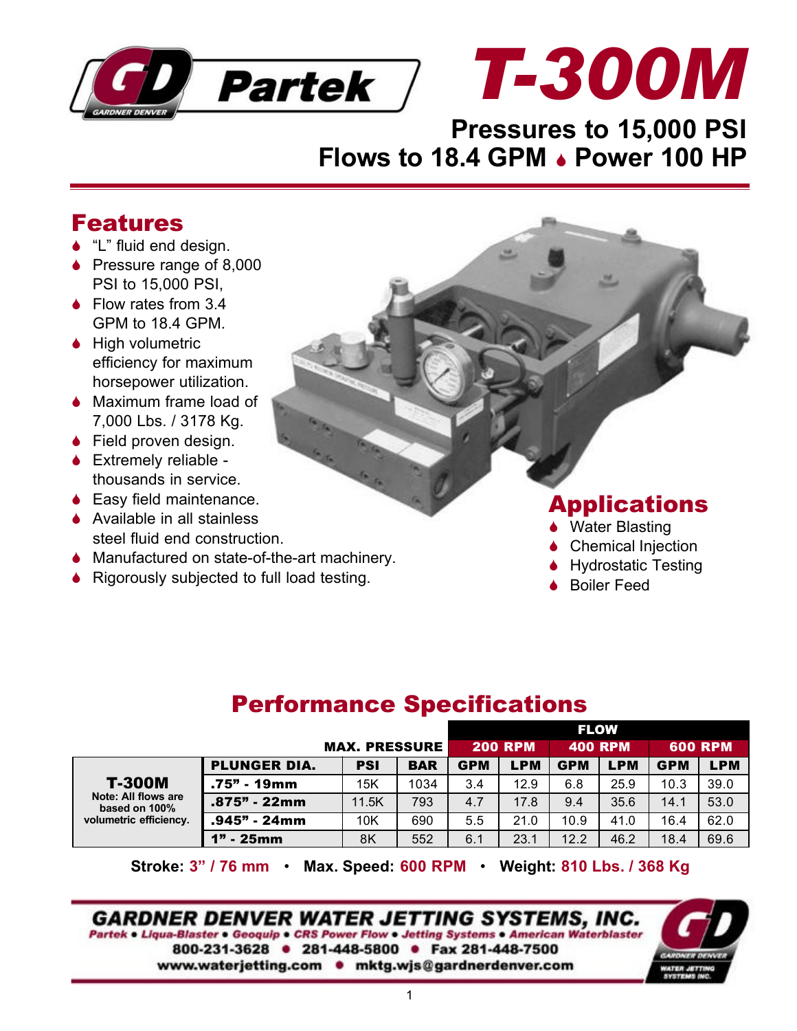# T-300M

**Pressures to 15,000 PSI**
**Flows to 18.4 GPM • Power 100 HP**

## Features

- "L" fluid end design.
- Pressure range of 8,000 PSI to 15,000 PSI,
- Flow rates from 3.4 GPM to 18.4 GPM.
- High volumetric efficiency for maximum horsepower utilization.
- Maximum frame load of 7,000 Lbs. / 3178 Kg.
- Field proven design.
- Extremely reliable - thousands in service.
- Easy field maintenance.
- Available in all stainless steel fluid end construction.
- Manufactured on state-of-the-art machinery.
- Rigorously subjected to full load testing.

## Applications

- Water Blasting
- Chemical Injection
- Hydrostatic Testing
- Boiler Feed

## Performance Specifications

| | | MAX. PRESSURE | | FLOW | | | | | |
|---|---|---|---|---|---|---|---|---|---|
| | | | | 200 RPM | | 400 RPM | | 600 RPM | |
| **T-300M** Note: All flows are based on 100% volumetric efficiency. | **PLUNGER DIA.** | **PSI** | **BAR** | **GPM** | **LPM** | **GPM** | **LPM** | **GPM** | **LPM** |
| | **.75" - 19mm** | 15K | 1034 | 3.4 | 12.9 | 6.8 | 25.9 | 10.3 | 39.0 |
| | **.875" - 22mm** | 11.5K | 793 | 4.7 | 17.8 | 9.4 | 35.6 | 14.1 | 53.0 |
| | **.945" - 24mm** | 10K | 690 | 5.5 | 21.0 | 10.9 | 41.0 | 16.4 | 62.0 |
| | **1" - 25mm** | 8K | 552 | 6.1 | 23.1 | 12.2 | 46.2 | 18.4 | 69.6 |

**Stroke:** 3" / 76 mm • **Max. Speed:** 600 RPM • **Weight:** 810 Lbs. / 368 Kg

**GARDNER DENVER WATER JETTING SYSTEMS, INC.**
*Partek • Liqua-Blaster • Geoquip • CRS Power Flow • Jetting Systems • American Waterblaster*
800-231-3628 • 281-448-5800 • Fax 281-448-7500
www.waterjetting.com • mktg.wjs@gardnerdenver.com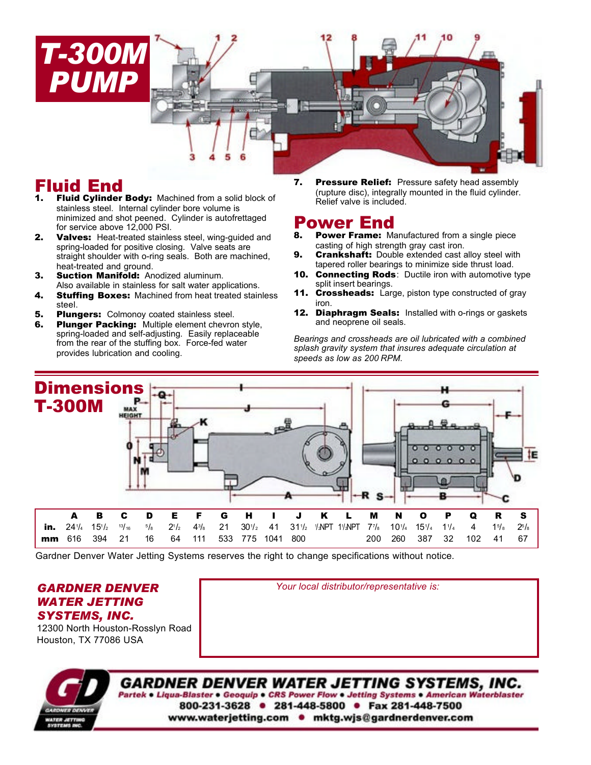# T-300M PUMP

## Fluid End

1. **Fluid Cylinder Body:** Machined from a solid block of stainless steel. Internal cylinder bore volume is minimized and shot peened. Cylinder is autofrettaged for service above 12,000 PSI.
2. **Valves:** Heat-treated stainless steel, wing-guided and spring-loaded for positive closing. Valve seats are straight shoulder with o-ring seals. Both are machined, heat-treated and ground.
3. **Suction Manifold:** Anodized aluminum. Also available in stainless for salt water applications.
4. **Stuffing Boxes:** Machined from heat treated stainless steel.
5. **Plungers:** Colmonoy coated stainless steel.
6. **Plunger Packing:** Multiple element chevron style, spring-loaded and self-adjusting. Easily replaceable from the rear of the stuffing box. Force-fed water provides lubrication and cooling.
7. **Pressure Relief:** Pressure safety head assembly (rupture disc), integrally mounted in the fluid cylinder. Relief valve is included.

## Power End

8. **Power Frame:** Manufactured from a single piece casting of high strength gray cast iron.
9. **Crankshaft:** Double extended cast alloy steel with tapered roller bearings to minimize side thrust load.
10. **Connecting Rods**: Ductile iron with automotive type split insert bearings.
11. **Crossheads:** Large, piston type constructed of gray iron.
12. **Diaphragm Seals:** Installed with o-rings or gaskets and neoprene oil seals.

*Bearings and crossheads are oil lubricated with a combined splash gravity system that insures adequate circulation at speeds as low as 200 RPM.*

## Dimensions T-300M

| | A | B | C | D | E | F | G | H | I | J | K | L | M | N | O | P | Q | R | S |
|---|---|---|---|---|---|---|---|---|---|---|---|---|---|---|---|---|---|---|---|
| **in.** | 24 1/4 | 15 1/2 | 13/16 | 5/8 | 2 1/2 | 4 3/8 | 21 | 30 1/2 | 41 | 31 1/2 | 1/2 NPT | 1 1/2 NPT | 7 7/8 | 10 1/4 | 15 1/4 | 1 1/4 | 4 | 1 5/8 | 2 5/8 |
| **mm** | 616 | 394 | 21 | 16 | 64 | 111 | 533 | 775 | 1041 | 800 | | | 200 | 260 | 387 | 32 | 102 | 41 | 67 |

Gardner Denver Water Jetting Systems reserves the right to change specifications without notice.

***GARDNER DENVER WATER JETTING SYSTEMS, INC.***
12300 North Houston-Rosslyn Road
Houston, TX 77086 USA

*Your local distributor/representative is:*

**GARDNER DENVER WATER JETTING SYSTEMS, INC.**
*Partek • Liqua-Blaster • Geoquip • CRS Power Flow • Jetting Systems • American Waterblaster*
800-231-3628 • 281-448-5800 • Fax 281-448-7500
www.waterjetting.com • mktg.wjs@gardnerdenver.com